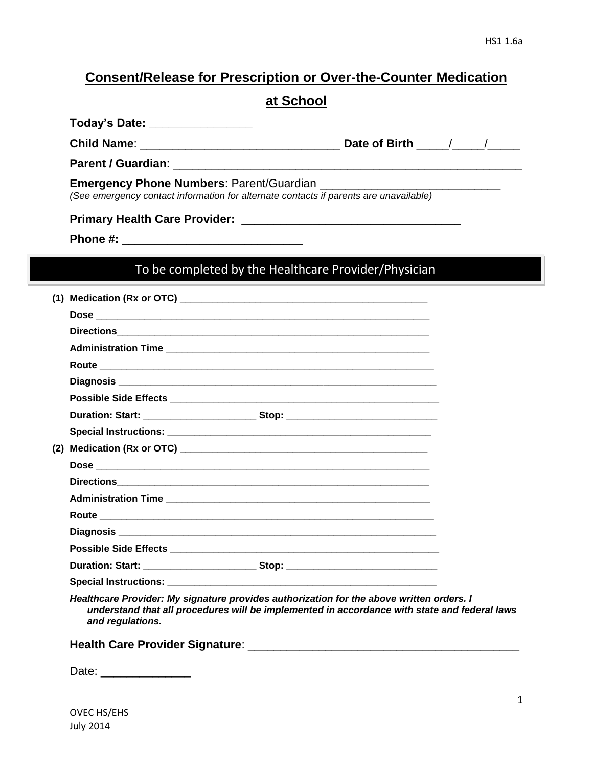# Consent/Release for Prescription or Over-the-Counter Medication at School

**Today's Date:** ________________

**Child Name**: ______________________________ **Date of Birth** _____/_____/_____

**Parent / Guardian**: ____________________________________________________

**Emergency Phone Numbers**: Parent/Guardian ___________________________

*(See emergency contact information for alternate contacts if parents are unavailable)*

**Primary Health Care Provider:** _________________________________

**Phone #:** ___________________________

## To be completed by the Healthcare Provider/Physician

**(1) Medication (Rx or OTC)** ________________________________________________

**Dose** ____________________________________________________________

**Directions**________________________________________________________

**Administration Time** ______________________________________________

**Route** ___________________________________________________________

**Diagnosis** _______________________________________________________

**Possible Side Effects** _____________________________________________

**Duration: Start:** ____________________ **Stop:** ___________________________

**Special Instructions:** _____________________________________________

**(2) Medication (Rx or OTC)** ________________________________________________

**Dose** ____________________________________________________________

**Directions**________________________________________________________

**Administration Time** ______________________________________________

**Route** ___________________________________________________________

**Diagnosis** _______________________________________________________

**Possible Side Effects** _____________________________________________

**Duration: Start:** ____________________ **Stop:** ___________________________

**Special Instructions:** _____________________________________________

***Healthcare Provider: My signature provides authorization for the above written orders. I understand that all procedures will be implemented in accordance with state and federal laws and regulations.***

**Health Care Provider Signature**: ________________________________________

Date: _____________

OVEC HS/EHS
July 2014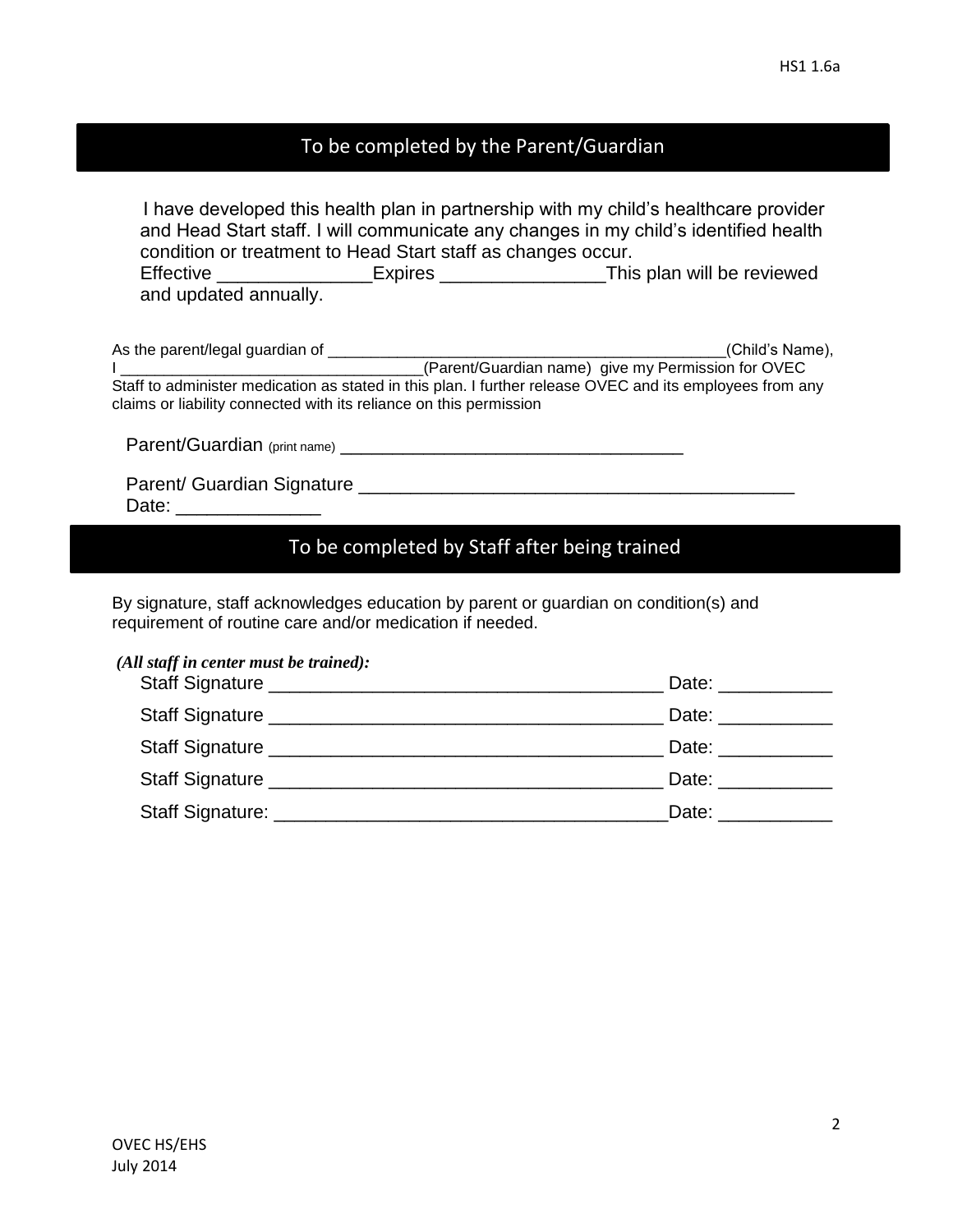## To be completed by the Parent/Guardian

I have developed this health plan in partnership with my child's healthcare provider and Head Start staff. I will communicate any changes in my child's identified health condition or treatment to Head Start staff as changes occur.
Effective _______________Expires ________________This plan will be reviewed and updated annually.

As the parent/legal guardian of ________________________________________________(Child's Name), I __________________________________(Parent/Guardian name) give my Permission for OVEC Staff to administer medication as stated in this plan. I further release OVEC and its employees from any claims or liability connected with its reliance on this permission

Parent/Guardian (print name) __________________________________

Parent/ Guardian Signature ___________________________________________
Date: ______________

## To be completed by Staff after being trained

By signature, staff acknowledges education by parent or guardian on condition(s) and requirement of routine care and/or medication if needed.

***(All staff in center must be trained):***

Staff Signature ______________________________________ Date: ___________

Staff Signature ______________________________________ Date: ___________

Staff Signature ______________________________________ Date: ___________

Staff Signature ______________________________________ Date: ___________

Staff Signature: ______________________________________Date: ___________

OVEC HS/EHS
July 2014